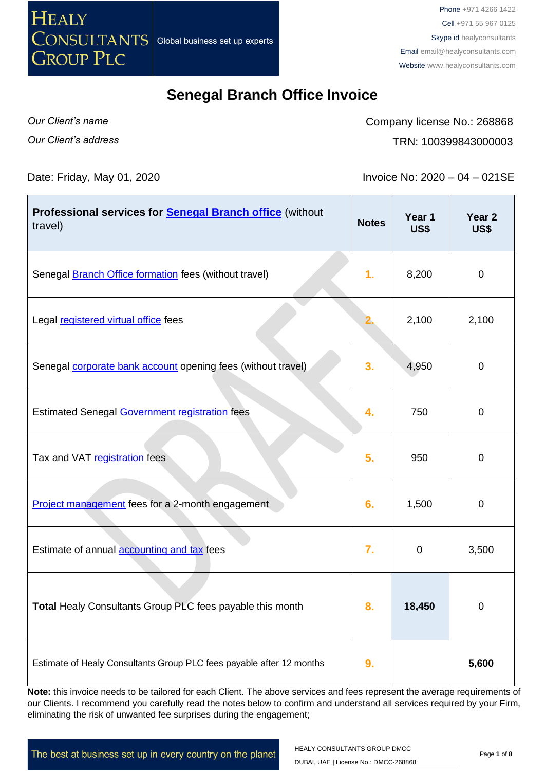HEALY CONSULTANTS GROUP PLC

Global business set up experts

Phone +971 4266 1422
Cell +971 55 967 0125
Skype id healyconsultants
Email email@healyconsultants.com
Website www.healyconsultants.com

# Senegal Branch Office Invoice

*Our Client's name*

*Our Client's address*

Company license No.: 268868

TRN: 100399843000003

Date: Friday, May 01, 2020

Invoice No: 2020 – 04 – 021SE

| **Professional services for Senegal Branch office** (without travel) | **Notes** | **Year 1 US$** | **Year 2 US$** |
|---|---|---|---|
| Senegal Branch Office formation fees (without travel) | 1. | 8,200 | 0 |
| Legal registered virtual office fees | 2. | 2,100 | 2,100 |
| Senegal corporate bank account opening fees (without travel) | 3. | 4,950 | 0 |
| Estimated Senegal Government registration fees | 4. | 750 | 0 |
| Tax and VAT registration fees | 5. | 950 | 0 |
| Project management fees for a 2-month engagement | 6. | 1,500 | 0 |
| Estimate of annual accounting and tax fees | 7. | 0 | 3,500 |
| **Total** Healy Consultants Group PLC fees payable this month | 8. | **18,450** | 0 |
| Estimate of Healy Consultants Group PLC fees payable after 12 months | 9. | | **5,600** |

**Note:** this invoice needs to be tailored for each Client. The above services and fees represent the average requirements of our Clients. I recommend you carefully read the notes below to confirm and understand all services required by your Firm, eliminating the risk of unwanted fee surprises during the engagement;

The best at business set up in every country on the planet

HEALY CONSULTANTS GROUP DMCC
DUBAI, UAE | License No.: DMCC-268868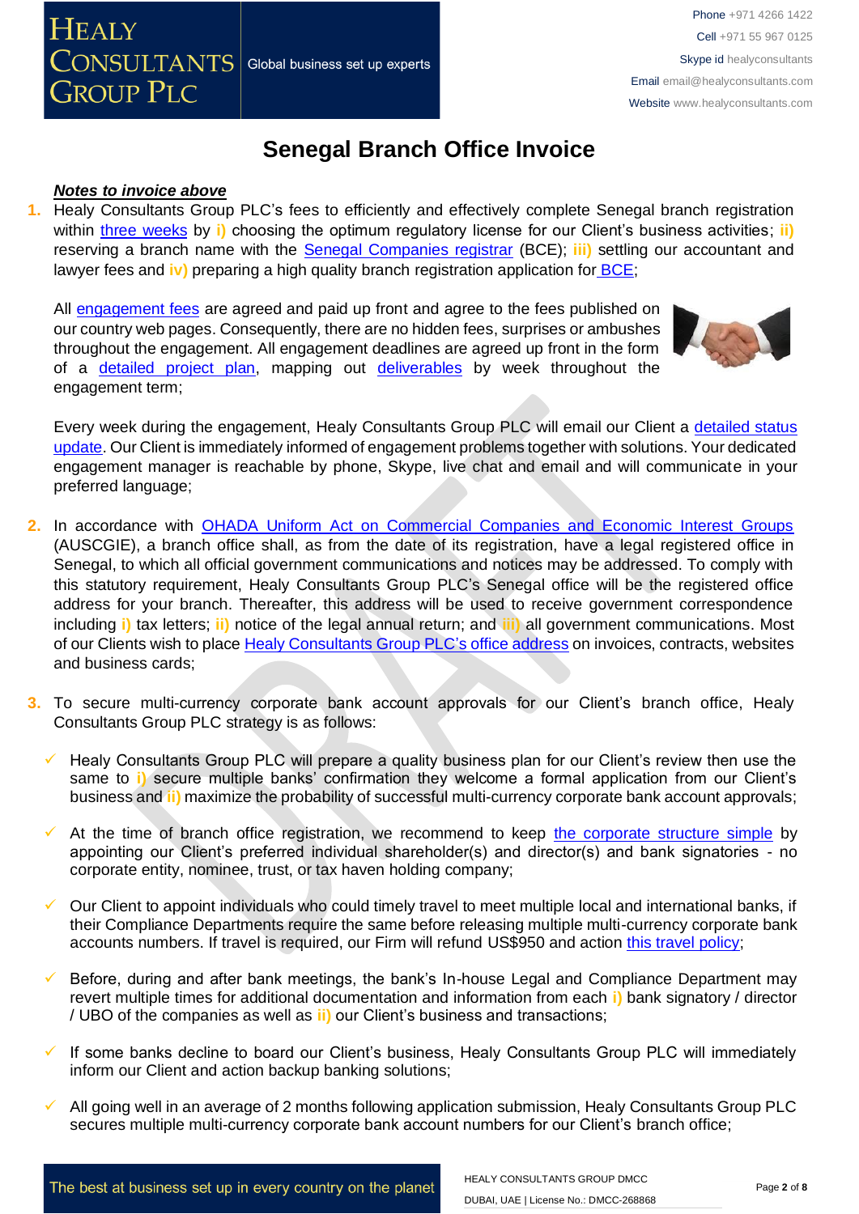# Senegal Branch Office Invoice

***Notes to invoice above***

1. Healy Consultants Group PLC's fees to efficiently and effectively complete Senegal branch registration within three weeks by **i)** choosing the optimum regulatory license for our Client's business activities; **ii)** reserving a branch name with the Senegal Companies registrar (BCE); **iii)** settling our accountant and lawyer fees and **iv)** preparing a high quality branch registration application for BCE;

   All engagement fees are agreed and paid up front and agree to the fees published on our country web pages. Consequently, there are no hidden fees, surprises or ambushes throughout the engagement. All engagement deadlines are agreed up front in the form of a detailed project plan, mapping out deliverables by week throughout the engagement term;

   Every week during the engagement, Healy Consultants Group PLC will email our Client a detailed status update. Our Client is immediately informed of engagement problems together with solutions. Your dedicated engagement manager is reachable by phone, Skype, live chat and email and will communicate in your preferred language;

2. In accordance with OHADA Uniform Act on Commercial Companies and Economic Interest Groups (AUSCGIE), a branch office shall, as from the date of its registration, have a legal registered office in Senegal, to which all official government communications and notices may be addressed. To comply with this statutory requirement, Healy Consultants Group PLC's Senegal office will be the registered office address for your branch. Thereafter, this address will be used to receive government correspondence including **i)** tax letters; **ii)** notice of the legal annual return; and **iii)** all government communications. Most of our Clients wish to place Healy Consultants Group PLC's office address on invoices, contracts, websites and business cards;

3. To secure multi-currency corporate bank account approvals for our Client's branch office, Healy Consultants Group PLC strategy is as follows:

   - ✓ Healy Consultants Group PLC will prepare a quality business plan for our Client's review then use the same to **i)** secure multiple banks' confirmation they welcome a formal application from our Client's business and **ii)** maximize the probability of successful multi-currency corporate bank account approvals;
   - ✓ At the time of branch office registration, we recommend to keep the corporate structure simple by appointing our Client's preferred individual shareholder(s) and director(s) and bank signatories - no corporate entity, nominee, trust, or tax haven holding company;
   - ✓ Our Client to appoint individuals who could timely travel to meet multiple local and international banks, if their Compliance Departments require the same before releasing multiple multi-currency corporate bank accounts numbers. If travel is required, our Firm will refund US$950 and action this travel policy;
   - ✓ Before, during and after bank meetings, the bank's In-house Legal and Compliance Department may revert multiple times for additional documentation and information from each **i)** bank signatory / director / UBO of the companies as well as **ii)** our Client's business and transactions;
   - ✓ If some banks decline to board our Client's business, Healy Consultants Group PLC will immediately inform our Client and action backup banking solutions;
   - ✓ All going well in an average of 2 months following application submission, Healy Consultants Group PLC secures multiple multi-currency corporate bank account numbers for our Client's branch office;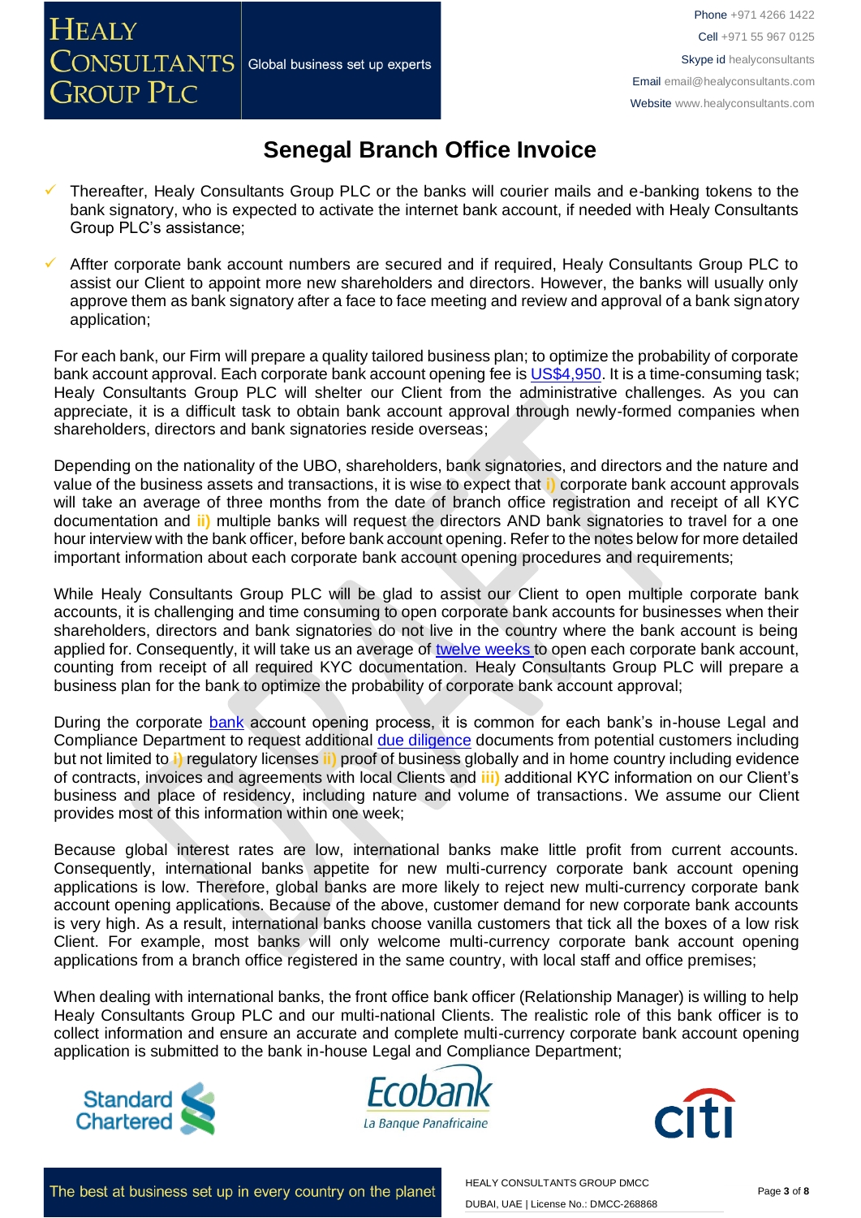# Senegal Branch Office Invoice

- Thereafter, Healy Consultants Group PLC or the banks will courier mails and e-banking tokens to the bank signatory, who is expected to activate the internet bank account, if needed with Healy Consultants Group PLC's assistance;

- Affter corporate bank account numbers are secured and if required, Healy Consultants Group PLC to assist our Client to appoint more new shareholders and directors. However, the banks will usually only approve them as bank signatory after a face to face meeting and review and approval of a bank signatory application;

For each bank, our Firm will prepare a quality tailored business plan; to optimize the probability of corporate bank account approval. Each corporate bank account opening fee is US$4,950. It is a time-consuming task; Healy Consultants Group PLC will shelter our Client from the administrative challenges. As you can appreciate, it is a difficult task to obtain bank account approval through newly-formed companies when shareholders, directors and bank signatories reside overseas;

Depending on the nationality of the UBO, shareholders, bank signatories, and directors and the nature and value of the business assets and transactions, it is wise to expect that **i)** corporate bank account approvals will take an average of three months from the date of branch office registration and receipt of all KYC documentation and **ii)** multiple banks will request the directors AND bank signatories to travel for a one hour interview with the bank officer, before bank account opening. Refer to the notes below for more detailed important information about each corporate bank account opening procedures and requirements;

While Healy Consultants Group PLC will be glad to assist our Client to open multiple corporate bank accounts, it is challenging and time consuming to open corporate bank accounts for businesses when their shareholders, directors and bank signatories do not live in the country where the bank account is being applied for. Consequently, it will take us an average of twelve weeks to open each corporate bank account, counting from receipt of all required KYC documentation. Healy Consultants Group PLC will prepare a business plan for the bank to optimize the probability of corporate bank account approval;

During the corporate bank account opening process, it is common for each bank's in-house Legal and Compliance Department to request additional due diligence documents from potential customers including but not limited to **i)** regulatory licenses **ii)** proof of business globally and in home country including evidence of contracts, invoices and agreements with local Clients and **iii)** additional KYC information on our Client's business and place of residency, including nature and volume of transactions. We assume our Client provides most of this information within one week;

Because global interest rates are low, international banks make little profit from current accounts. Consequently, international banks appetite for new multi-currency corporate bank account opening applications is low. Therefore, global banks are more likely to reject new multi-currency corporate bank account opening applications. Because of the above, customer demand for new corporate bank accounts is very high. As a result, international banks choose vanilla customers that tick all the boxes of a low risk Client. For example, most banks will only welcome multi-currency corporate bank account opening applications from a branch office registered in the same country, with local staff and office premises;

When dealing with international banks, the front office bank officer (Relationship Manager) is willing to help Healy Consultants Group PLC and our multi-national Clients. The realistic role of this bank officer is to collect information and ensure an accurate and complete multi-currency corporate bank account opening application is submitted to the bank in-house Legal and Compliance Department;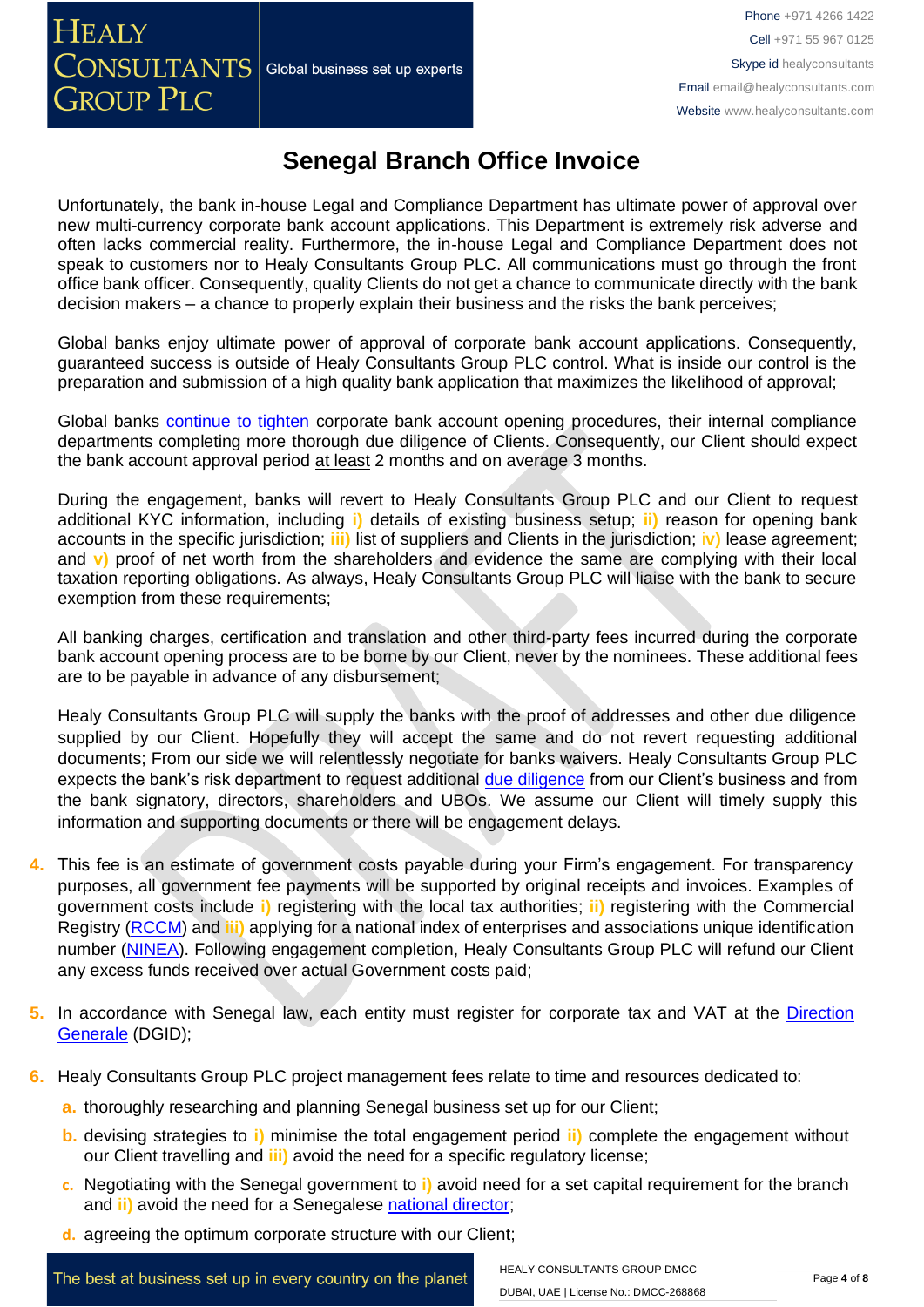# Senegal Branch Office Invoice

Unfortunately, the bank in-house Legal and Compliance Department has ultimate power of approval over new multi-currency corporate bank account applications. This Department is extremely risk adverse and often lacks commercial reality. Furthermore, the in-house Legal and Compliance Department does not speak to customers nor to Healy Consultants Group PLC. All communications must go through the front office bank officer. Consequently, quality Clients do not get a chance to communicate directly with the bank decision makers – a chance to properly explain their business and the risks the bank perceives;

Global banks enjoy ultimate power of approval of corporate bank account applications. Consequently, guaranteed success is outside of Healy Consultants Group PLC control. What is inside our control is the preparation and submission of a high quality bank application that maximizes the likelihood of approval;

Global banks continue to tighten corporate bank account opening procedures, their internal compliance departments completing more thorough due diligence of Clients. Consequently, our Client should expect the bank account approval period at least 2 months and on average 3 months.

During the engagement, banks will revert to Healy Consultants Group PLC and our Client to request additional KYC information, including **i)** details of existing business setup; **ii)** reason for opening bank accounts in the specific jurisdiction; **iii)** list of suppliers and Clients in the jurisdiction; **iv)** lease agreement; and **v)** proof of net worth from the shareholders and evidence the same are complying with their local taxation reporting obligations. As always, Healy Consultants Group PLC will liaise with the bank to secure exemption from these requirements;

All banking charges, certification and translation and other third-party fees incurred during the corporate bank account opening process are to be borne by our Client, never by the nominees. These additional fees are to be payable in advance of any disbursement;

Healy Consultants Group PLC will supply the banks with the proof of addresses and other due diligence supplied by our Client. Hopefully they will accept the same and do not revert requesting additional documents; From our side we will relentlessly negotiate for banks waivers. Healy Consultants Group PLC expects the bank's risk department to request additional due diligence from our Client's business and from the bank signatory, directors, shareholders and UBOs. We assume our Client will timely supply this information and supporting documents or there will be engagement delays.

4. This fee is an estimate of government costs payable during your Firm's engagement. For transparency purposes, all government fee payments will be supported by original receipts and invoices. Examples of government costs include **i)** registering with the local tax authorities; **ii)** registering with the Commercial Registry (RCCM) and **iii)** applying for a national index of enterprises and associations unique identification number (NINEA). Following engagement completion, Healy Consultants Group PLC will refund our Client any excess funds received over actual Government costs paid;

5. In accordance with Senegal law, each entity must register for corporate tax and VAT at the Direction Generale (DGID);

6. Healy Consultants Group PLC project management fees relate to time and resources dedicated to:
   a. thoroughly researching and planning Senegal business set up for our Client;
   b. devising strategies to **i)** minimise the total engagement period **ii)** complete the engagement without our Client travelling and **iii)** avoid the need for a specific regulatory license;
   c. Negotiating with the Senegal government to **i)** avoid need for a set capital requirement for the branch and **ii)** avoid the need for a Senegalese national director;
   d. agreeing the optimum corporate structure with our Client;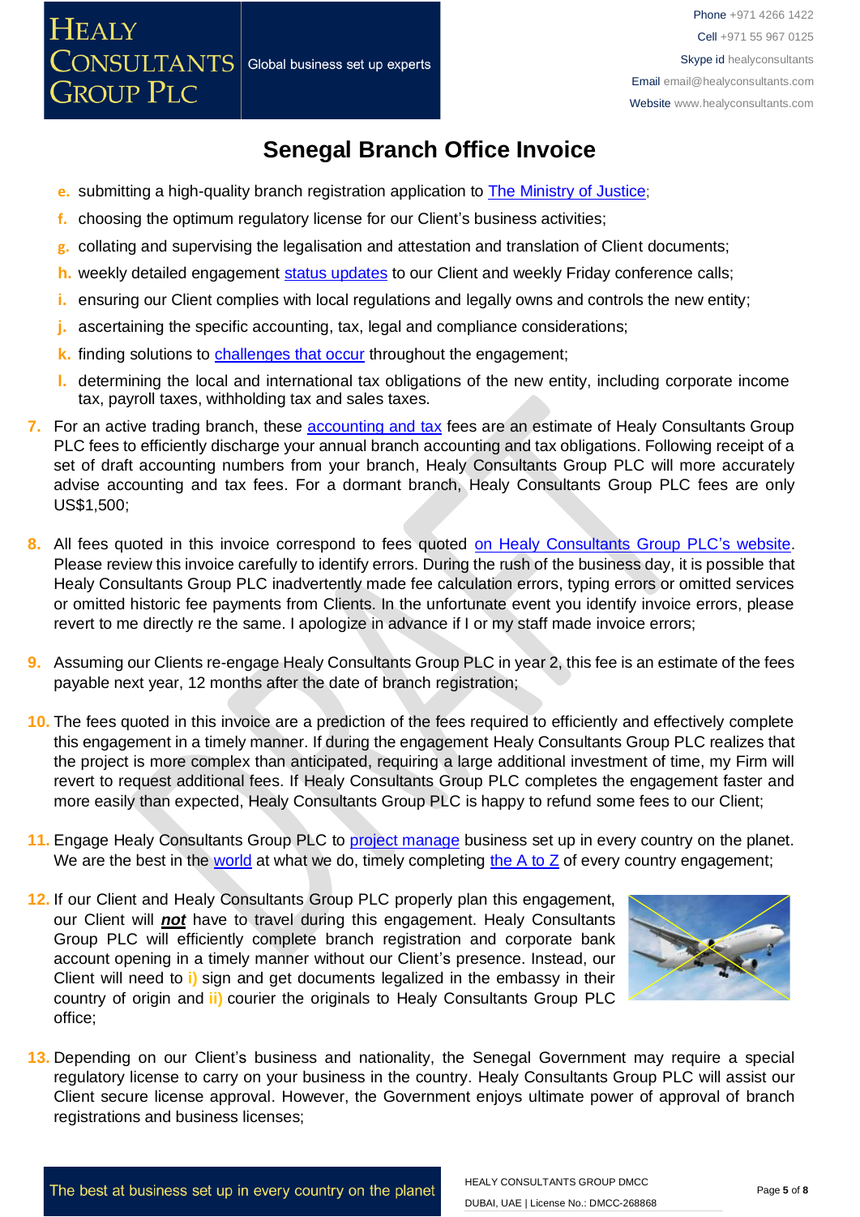# Senegal Branch Office Invoice

e. submitting a high-quality branch registration application to The Ministry of Justice;
f. choosing the optimum regulatory license for our Client's business activities;
g. collating and supervising the legalisation and attestation and translation of Client documents;
h. weekly detailed engagement status updates to our Client and weekly Friday conference calls;
i. ensuring our Client complies with local regulations and legally owns and controls the new entity;
j. ascertaining the specific accounting, tax, legal and compliance considerations;
k. finding solutions to challenges that occur throughout the engagement;
l. determining the local and international tax obligations of the new entity, including corporate income tax, payroll taxes, withholding tax and sales taxes.

7. For an active trading branch, these accounting and tax fees are an estimate of Healy Consultants Group PLC fees to efficiently discharge your annual branch accounting and tax obligations. Following receipt of a set of draft accounting numbers from your branch, Healy Consultants Group PLC will more accurately advise accounting and tax fees. For a dormant branch, Healy Consultants Group PLC fees are only US$1,500;

8. All fees quoted in this invoice correspond to fees quoted on Healy Consultants Group PLC's website. Please review this invoice carefully to identify errors. During the rush of the business day, it is possible that Healy Consultants Group PLC inadvertently made fee calculation errors, typing errors or omitted services or omitted historic fee payments from Clients. In the unfortunate event you identify invoice errors, please revert to me directly re the same. I apologize in advance if I or my staff made invoice errors;

9. Assuming our Clients re-engage Healy Consultants Group PLC in year 2, this fee is an estimate of the fees payable next year, 12 months after the date of branch registration;

10. The fees quoted in this invoice are a prediction of the fees required to efficiently and effectively complete this engagement in a timely manner. If during the engagement Healy Consultants Group PLC realizes that the project is more complex than anticipated, requiring a large additional investment of time, my Firm will revert to request additional fees. If Healy Consultants Group PLC completes the engagement faster and more easily than expected, Healy Consultants Group PLC is happy to refund some fees to our Client;

11. Engage Healy Consultants Group PLC to project manage business set up in every country on the planet. We are the best in the world at what we do, timely completing the A to Z of every country engagement;

12. If our Client and Healy Consultants Group PLC properly plan this engagement, our Client will ***not*** have to travel during this engagement. Healy Consultants Group PLC will efficiently complete branch registration and corporate bank account opening in a timely manner without our Client's presence. Instead, our Client will need to i) sign and get documents legalized in the embassy in their country of origin and ii) courier the originals to Healy Consultants Group PLC office;

13. Depending on our Client's business and nationality, the Senegal Government may require a special regulatory license to carry on your business in the country. Healy Consultants Group PLC will assist our Client secure license approval. However, the Government enjoys ultimate power of approval of branch registrations and business licenses;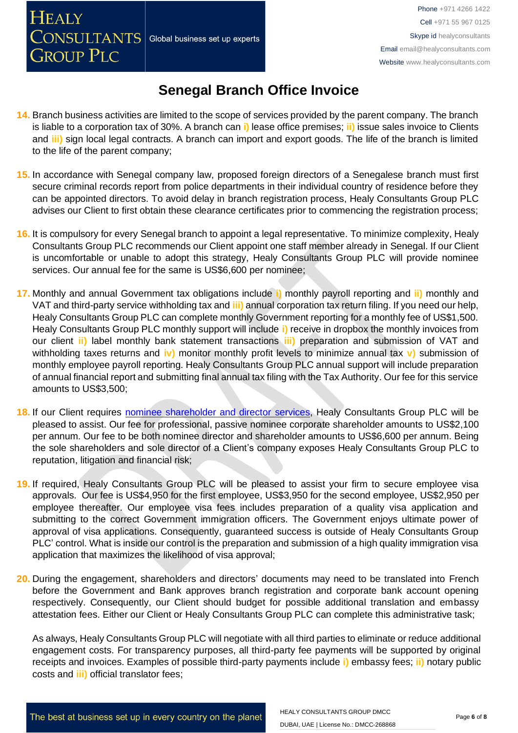# Senegal Branch Office Invoice

14. Branch business activities are limited to the scope of services provided by the parent company. The branch is liable to a corporation tax of 30%. A branch can **i)** lease office premises; **ii)** issue sales invoice to Clients and **iii)** sign local legal contracts. A branch can import and export goods. The life of the branch is limited to the life of the parent company;

15. In accordance with Senegal company law, proposed foreign directors of a Senegalese branch must first secure criminal records report from police departments in their individual country of residence before they can be appointed directors. To avoid delay in branch registration process, Healy Consultants Group PLC advises our Client to first obtain these clearance certificates prior to commencing the registration process;

16. It is compulsory for every Senegal branch to appoint a legal representative. To minimize complexity, Healy Consultants Group PLC recommends our Client appoint one staff member already in Senegal. If our Client is uncomfortable or unable to adopt this strategy, Healy Consultants Group PLC will provide nominee services. Our annual fee for the same is US$6,600 per nominee;

17. Monthly and annual Government tax obligations include **i)** monthly payroll reporting and **ii)** monthly and VAT and third-party service withholding tax and **iii)** annual corporation tax return filing. If you need our help, Healy Consultants Group PLC can complete monthly Government reporting for a monthly fee of US$1,500. Healy Consultants Group PLC monthly support will include **i)** receive in dropbox the monthly invoices from our client **ii)** label monthly bank statement transactions **iii)** preparation and submission of VAT and withholding taxes returns and **iv)** monitor monthly profit levels to minimize annual tax **v)** submission of monthly employee payroll reporting. Healy Consultants Group PLC annual support will include preparation of annual financial report and submitting final annual tax filing with the Tax Authority. Our fee for this service amounts to US$3,500;

18. If our Client requires [nominee shareholder and director services](), Healy Consultants Group PLC will be pleased to assist. Our fee for professional, passive nominee corporate shareholder amounts to US$2,100 per annum. Our fee to be both nominee director and shareholder amounts to US$6,600 per annum. Being the sole shareholders and sole director of a Client's company exposes Healy Consultants Group PLC to reputation, litigation and financial risk;

19. If required, Healy Consultants Group PLC will be pleased to assist your firm to secure employee visa approvals. Our fee is US$4,950 for the first employee, US$3,950 for the second employee, US$2,950 per employee thereafter. Our employee visa fees includes preparation of a quality visa application and submitting to the correct Government immigration officers. The Government enjoys ultimate power of approval of visa applications. Consequently, guaranteed success is outside of Healy Consultants Group PLC' control. What is inside our control is the preparation and submission of a high quality immigration visa application that maximizes the likelihood of visa approval;

20. During the engagement, shareholders and directors' documents may need to be translated into French before the Government and Bank approves branch registration and corporate bank account opening respectively. Consequently, our Client should budget for possible additional translation and embassy attestation fees. Either our Client or Healy Consultants Group PLC can complete this administrative task;

    As always, Healy Consultants Group PLC will negotiate with all third parties to eliminate or reduce additional engagement costs. For transparency purposes, all third-party fee payments will be supported by original receipts and invoices. Examples of possible third-party payments include **i)** embassy fees; **ii)** notary public costs and **iii)** official translator fees;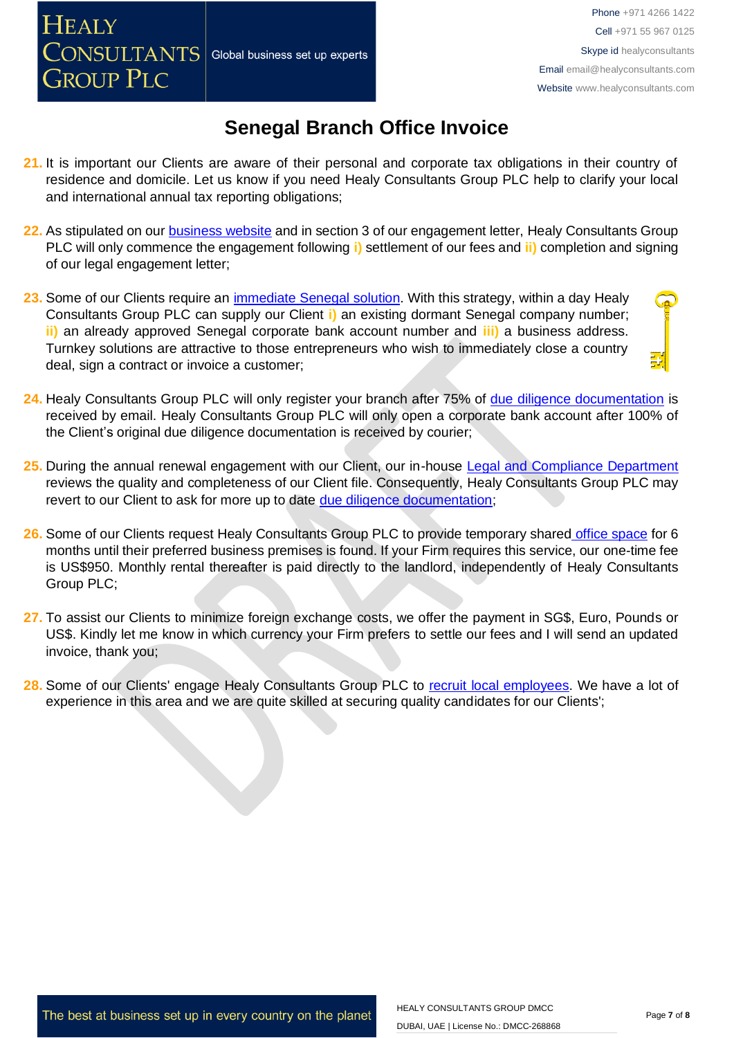# Senegal Branch Office Invoice

21. It is important our Clients are aware of their personal and corporate tax obligations in their country of residence and domicile. Let us know if you need Healy Consultants Group PLC help to clarify your local and international annual tax reporting obligations;

22. As stipulated on our business website and in section 3 of our engagement letter, Healy Consultants Group PLC will only commence the engagement following i) settlement of our fees and ii) completion and signing of our legal engagement letter;

23. Some of our Clients require an immediate Senegal solution. With this strategy, within a day Healy Consultants Group PLC can supply our Client i) an existing dormant Senegal company number; ii) an already approved Senegal corporate bank account number and iii) a business address. Turnkey solutions are attractive to those entrepreneurs who wish to immediately close a country deal, sign a contract or invoice a customer;

24. Healy Consultants Group PLC will only register your branch after 75% of due diligence documentation is received by email. Healy Consultants Group PLC will only open a corporate bank account after 100% of the Client's original due diligence documentation is received by courier;

25. During the annual renewal engagement with our Client, our in-house Legal and Compliance Department reviews the quality and completeness of our Client file. Consequently, Healy Consultants Group PLC may revert to our Client to ask for more up to date due diligence documentation;

26. Some of our Clients request Healy Consultants Group PLC to provide temporary shared office space for 6 months until their preferred business premises is found. If your Firm requires this service, our one-time fee is US$950. Monthly rental thereafter is paid directly to the landlord, independently of Healy Consultants Group PLC;

27. To assist our Clients to minimize foreign exchange costs, we offer the payment in SG$, Euro, Pounds or US$. Kindly let me know in which currency your Firm prefers to settle our fees and I will send an updated invoice, thank you;

28. Some of our Clients' engage Healy Consultants Group PLC to recruit local employees. We have a lot of experience in this area and we are quite skilled at securing quality candidates for our Clients';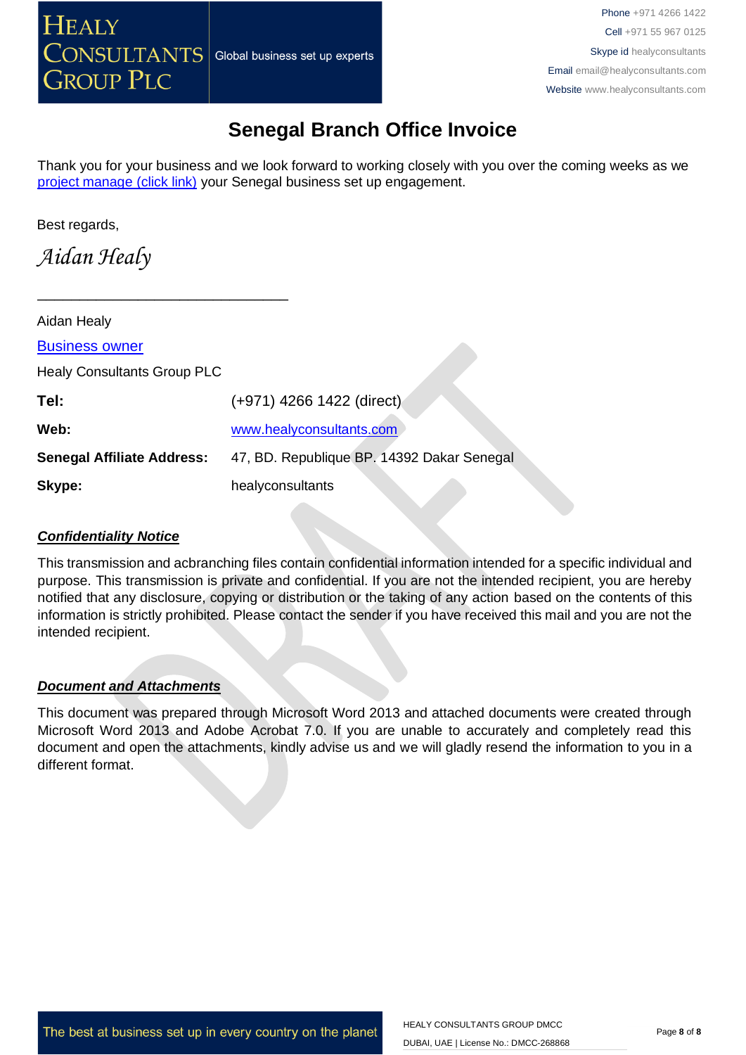# Senegal Branch Office Invoice

Thank you for your business and we look forward to working closely with you over the coming weeks as we [project manage (click link)]() your Senegal business set up engagement.

Best regards,

*Aidan Healy*

\_\_\_\_\_\_\_\_\_\_\_\_\_\_\_\_\_\_\_\_\_\_\_\_\_\_\_\_\_\_\_\_

Aidan Healy

[Business owner]()

Healy Consultants Group PLC

| | |
|---|---|
| **Tel:** | (+971) 4266 1422 (direct) |
| **Web:** | [www.healyconsultants.com](http://www.healyconsultants.com) |
| **Senegal Affiliate Address:** | 47, BD. Republique BP. 14392 Dakar Senegal |
| **Skype:** | healyconsultants |

***Confidentiality Notice***

This transmission and acbranching files contain confidential information intended for a specific individual and purpose. This transmission is private and confidential. If you are not the intended recipient, you are hereby notified that any disclosure, copying or distribution or the taking of any action based on the contents of this information is strictly prohibited. Please contact the sender if you have received this mail and you are not the intended recipient.

***Document and Attachments***

This document was prepared through Microsoft Word 2013 and attached documents were created through Microsoft Word 2013 and Adobe Acrobat 7.0. If you are unable to accurately and completely read this document and open the attachments, kindly advise us and we will gladly resend the information to you in a different format.